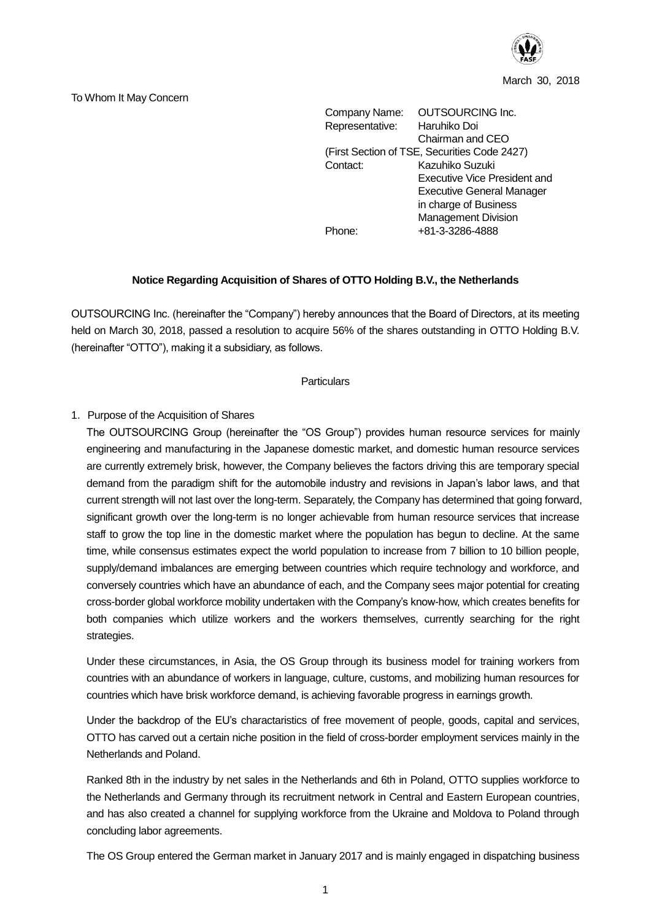March 30, 2018

To Whom It May Concern

Company Name: OUTSOURCING Inc.
Representative: Haruhiko Doi
Chairman and CEO
(First Section of TSE, Securities Code 2427)
Contact: Kazuhiko Suzuki
Executive Vice President and
Executive General Manager
in charge of Business
Management Division
Phone: +81-3-3286-4888

**Notice Regarding Acquisition of Shares of OTTO Holding B.V., the Netherlands**

OUTSOURCING Inc. (hereinafter the "Company") hereby announces that the Board of Directors, at its meeting held on March 30, 2018, passed a resolution to acquire 56% of the shares outstanding in OTTO Holding B.V. (hereinafter "OTTO"), making it a subsidiary, as follows.

Particulars

1. Purpose of the Acquisition of Shares

The OUTSOURCING Group (hereinafter the "OS Group") provides human resource services for mainly engineering and manufacturing in the Japanese domestic market, and domestic human resource services are currently extremely brisk, however, the Company believes the factors driving this are temporary special demand from the paradigm shift for the automobile industry and revisions in Japan's labor laws, and that current strength will not last over the long-term. Separately, the Company has determined that going forward, significant growth over the long-term is no longer achievable from human resource services that increase staff to grow the top line in the domestic market where the population has begun to decline. At the same time, while consensus estimates expect the world population to increase from 7 billion to 10 billion people, supply/demand imbalances are emerging between countries which require technology and workforce, and conversely countries which have an abundance of each, and the Company sees major potential for creating cross-border global workforce mobility undertaken with the Company's know-how, which creates benefits for both companies which utilize workers and the workers themselves, currently searching for the right strategies.

Under these circumstances, in Asia, the OS Group through its business model for training workers from countries with an abundance of workers in language, culture, customs, and mobilizing human resources for countries which have brisk workforce demand, is achieving favorable progress in earnings growth.

Under the backdrop of the EU's charactaristics of free movement of people, goods, capital and services, OTTO has carved out a certain niche position in the field of cross-border employment services mainly in the Netherlands and Poland.

Ranked 8th in the industry by net sales in the Netherlands and 6th in Poland, OTTO supplies workforce to the Netherlands and Germany through its recruitment network in Central and Eastern European countries, and has also created a channel for supplying workforce from the Ukraine and Moldova to Poland through concluding labor agreements.

The OS Group entered the German market in January 2017 and is mainly engaged in dispatching business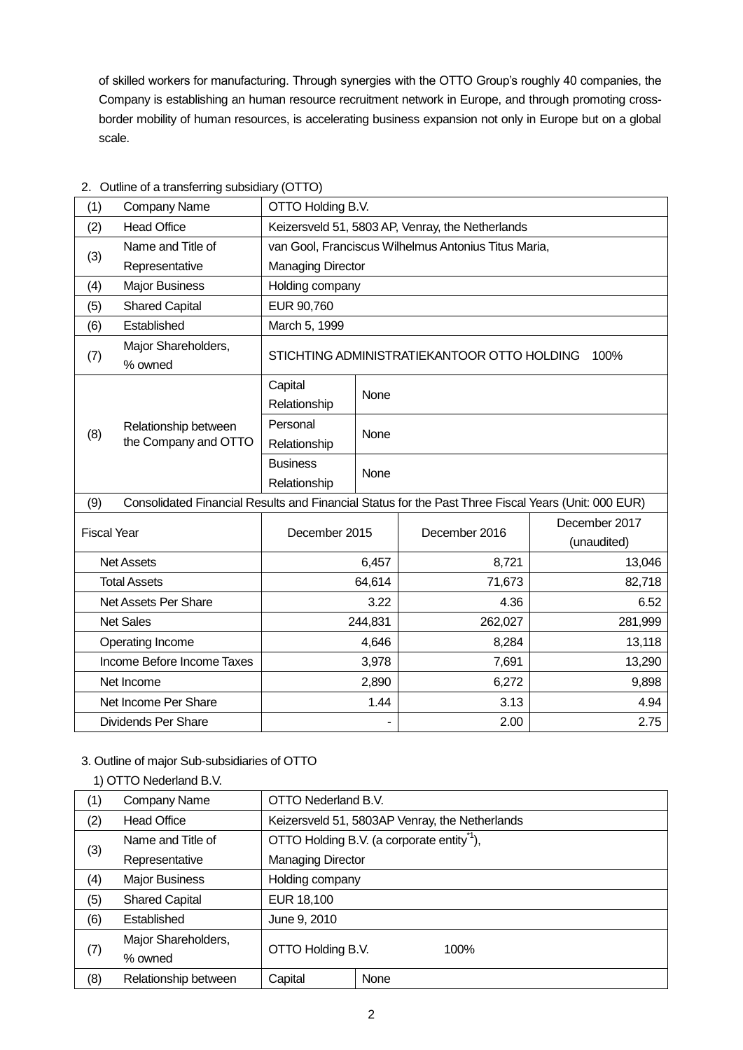of skilled workers for manufacturing. Through synergies with the OTTO Group's roughly 40 companies, the Company is establishing an human resource recruitment network in Europe, and through promoting cross-border mobility of human resources, is accelerating business expansion not only in Europe but on a global scale.

2. Outline of a transferring subsidiary (OTTO)

| (1) | Company Name | OTTO Holding B.V. | | |
|---|---|---|---|---|
| (2) | Head Office | Keizersveld 51, 5803 AP, Venray, the Netherlands | | |
| (3) | Name and Title of Representative | van Gool, Franciscus Wilhelmus Antonius Titus Maria, Managing Director | | |
| (4) | Major Business | Holding company | | |
| (5) | Shared Capital | EUR 90,760 | | |
| (6) | Established | March 5, 1999 | | |
| (7) | Major Shareholders, % owned | STICHTING ADMINISTRATIEKANTOOR OTTO HOLDING 100% | | |
| (8) | Relationship between the Company and OTTO | Capital Relationship | None | |
| | | Personal Relationship | None | |
| | | Business Relationship | None | |
| (9) | Consolidated Financial Results and Financial Status for the Past Three Fiscal Years (Unit: 000 EUR) | | | |

| Fiscal Year | December 2015 | December 2016 | December 2017 (unaudited) |
|---|---|---|---|
| Net Assets | 6,457 | 8,721 | 13,046 |
| Total Assets | 64,614 | 71,673 | 82,718 |
| Net Assets Per Share | 3.22 | 4.36 | 6.52 |
| Net Sales | 244,831 | 262,027 | 281,999 |
| Operating Income | 4,646 | 8,284 | 13,118 |
| Income Before Income Taxes | 3,978 | 7,691 | 13,290 |
| Net Income | 2,890 | 6,272 | 9,898 |
| Net Income Per Share | 1.44 | 3.13 | 4.94 |
| Dividends Per Share | - | 2.00 | 2.75 |

3. Outline of major Sub-subsidiaries of OTTO

1) OTTO Nederland B.V.

| (1) | Company Name | OTTO Nederland B.V. | |
|---|---|---|---|
| (2) | Head Office | Keizersveld 51, 5803AP Venray, the Netherlands | |
| (3) | Name and Title of Representative | OTTO Holding B.V. (a corporate entity[*1]), Managing Director | |
| (4) | Major Business | Holding company | |
| (5) | Shared Capital | EUR 18,100 | |
| (6) | Established | June 9, 2010 | |
| (7) | Major Shareholders, % owned | OTTO Holding B.V. 100% | |
| (8) | Relationship between | Capital | None |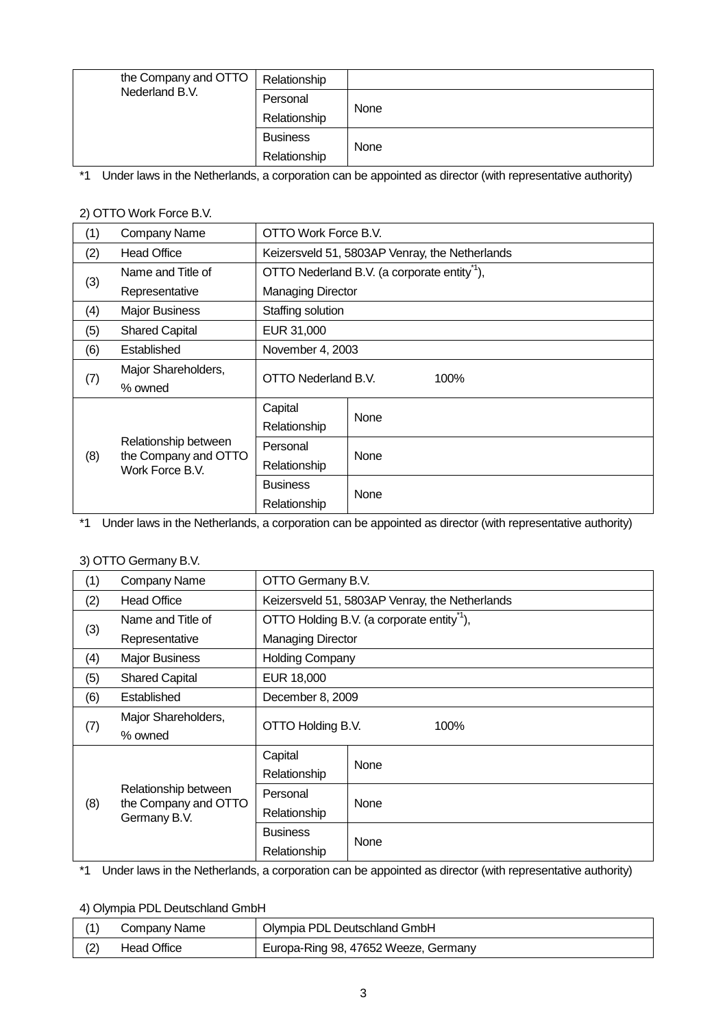| | | | |
|---|---|---|---|
| | the Company and OTTO Nederland B.V. | Relationship | |
| | | Personal Relationship | None |
| | | Business Relationship | None |

*1 Under laws in the Netherlands, a corporation can be appointed as director (with representative authority)

2) OTTO Work Force B.V.

| | | | |
|---|---|---|---|
| (1) | Company Name | OTTO Work Force B.V. | |
| (2) | Head Office | Keizersveld 51, 5803AP Venray, the Netherlands | |
| (3) | Name and Title of Representative | OTTO Nederland B.V. (a corporate entity*1), Managing Director | |
| (4) | Major Business | Staffing solution | |
| (5) | Shared Capital | EUR 31,000 | |
| (6) | Established | November 4, 2003 | |
| (7) | Major Shareholders, % owned | OTTO Nederland B.V. 100% | |
| (8) | Relationship between the Company and OTTO Work Force B.V. | Capital Relationship | None |
| | | Personal Relationship | None |
| | | Business Relationship | None |

*1 Under laws in the Netherlands, a corporation can be appointed as director (with representative authority)

3) OTTO Germany B.V.

| | | | |
|---|---|---|---|
| (1) | Company Name | OTTO Germany B.V. | |
| (2) | Head Office | Keizersveld 51, 5803AP Venray, the Netherlands | |
| (3) | Name and Title of Representative | OTTO Holding B.V. (a corporate entity*1), Managing Director | |
| (4) | Major Business | Holding Company | |
| (5) | Shared Capital | EUR 18,000 | |
| (6) | Established | December 8, 2009 | |
| (7) | Major Shareholders, % owned | OTTO Holding B.V. 100% | |
| (8) | Relationship between the Company and OTTO Germany B.V. | Capital Relationship | None |
| | | Personal Relationship | None |
| | | Business Relationship | None |

*1 Under laws in the Netherlands, a corporation can be appointed as director (with representative authority)

4) Olympia PDL Deutschland GmbH

| | | |
|---|---|---|
| (1) | Company Name | Olympia PDL Deutschland GmbH |
| (2) | Head Office | Europa-Ring 98, 47652 Weeze, Germany |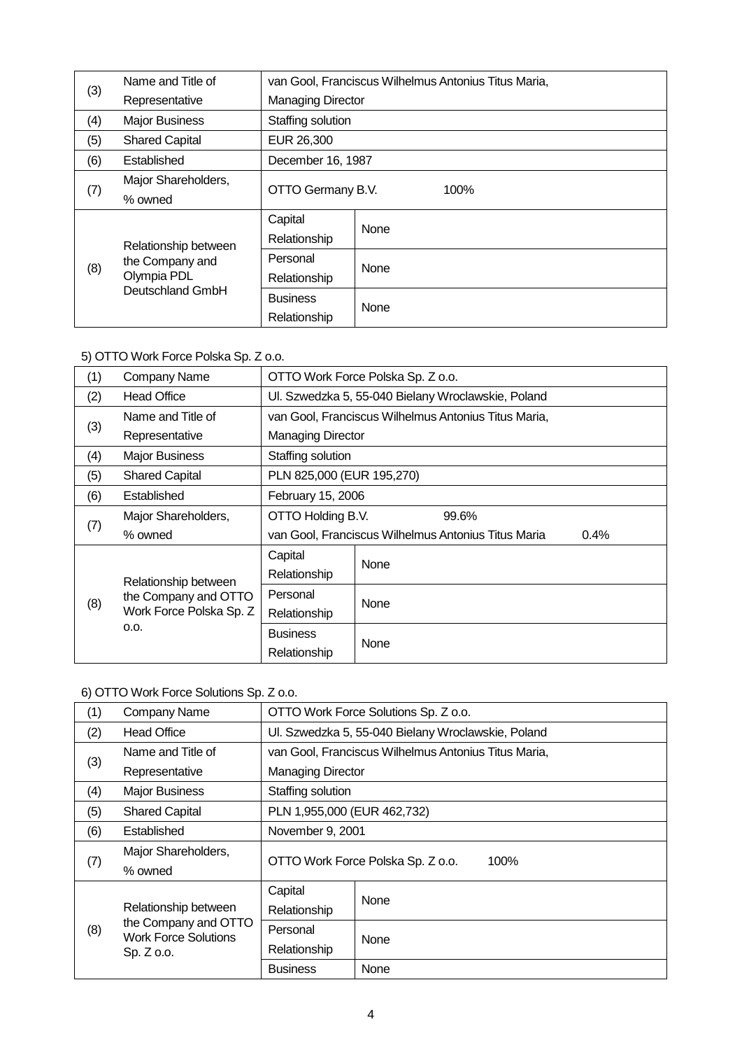| (3) | Name and Title of Representative | van Gool, Franciscus Wilhelmus Antonius Titus Maria, Managing Director | |
|---|---|---|---|
| (4) | Major Business | Staffing solution | |
| (5) | Shared Capital | EUR 26,300 | |
| (6) | Established | December 16, 1987 | |
| (7) | Major Shareholders, % owned | OTTO Germany B.V. 100% | |
| (8) | Relationship between the Company and Olympia PDL Deutschland GmbH | Capital Relationship | None |
| | | Personal Relationship | None |
| | | Business Relationship | None |

5) OTTO Work Force Polska Sp. Z o.o.

| (1) | Company Name | OTTO Work Force Polska Sp. Z o.o. | |
|---|---|---|---|
| (2) | Head Office | Ul. Szwedzka 5, 55-040 Bielany Wroclawskie, Poland | |
| (3) | Name and Title of Representative | van Gool, Franciscus Wilhelmus Antonius Titus Maria, Managing Director | |
| (4) | Major Business | Staffing solution | |
| (5) | Shared Capital | PLN 825,000 (EUR 195,270) | |
| (6) | Established | February 15, 2006 | |
| (7) | Major Shareholders, % owned | OTTO Holding B.V. 99.6%<br>van Gool, Franciscus Wilhelmus Antonius Titus Maria 0.4% | |
| (8) | Relationship between the Company and OTTO Work Force Polska Sp. Z o.o. | Capital Relationship | None |
| | | Personal Relationship | None |
| | | Business Relationship | None |

6) OTTO Work Force Solutions Sp. Z o.o.

| (1) | Company Name | OTTO Work Force Solutions Sp. Z o.o. | |
|---|---|---|---|
| (2) | Head Office | Ul. Szwedzka 5, 55-040 Bielany Wroclawskie, Poland | |
| (3) | Name and Title of Representative | van Gool, Franciscus Wilhelmus Antonius Titus Maria, Managing Director | |
| (4) | Major Business | Staffing solution | |
| (5) | Shared Capital | PLN 1,955,000 (EUR 462,732) | |
| (6) | Established | November 9, 2001 | |
| (7) | Major Shareholders, % owned | OTTO Work Force Polska Sp. Z o.o. 100% | |
| (8) | Relationship between the Company and OTTO Work Force Solutions Sp. Z o.o. | Capital Relationship | None |
| | | Personal Relationship | None |
| | | Business | None |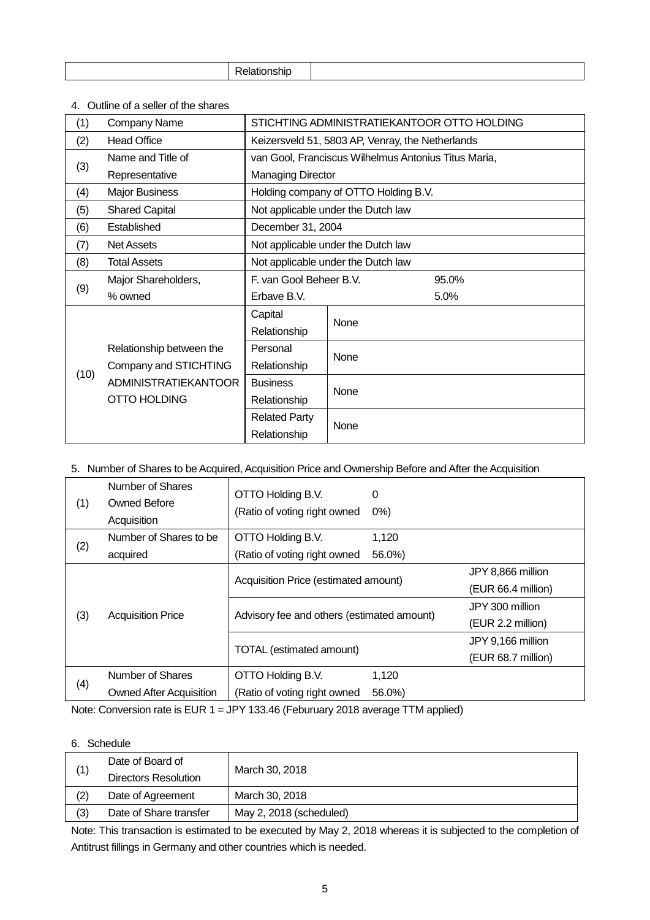|  | Relationship |  |
|---|---|---|

4. Outline of a seller of the shares

| (1) | Company Name | STICHTING ADMINISTRATIEKANTOOR OTTO HOLDING | |
|---|---|---|---|
| (2) | Head Office | Keizersveld 51, 5803 AP, Venray, the Netherlands | |
| (3) | Name and Title of Representative | van Gool, Franciscus Wilhelmus Antonius Titus Maria, Managing Director | |
| (4) | Major Business | Holding company of OTTO Holding B.V. | |
| (5) | Shared Capital | Not applicable under the Dutch law | |
| (6) | Established | December 31, 2004 | |
| (7) | Net Assets | Not applicable under the Dutch law | |
| (8) | Total Assets | Not applicable under the Dutch law | |
| (9) | Major Shareholders, % owned | F. van Gool Beheer B.V. 95.0%<br>Erbave B.V. 5.0% | |
| (10) | Relationship between the Company and STICHTING ADMINISTRATIEKANTOOR OTTO HOLDING | Capital Relationship | None |
| | | Personal Relationship | None |
| | | Business Relationship | None |
| | | Related Party Relationship | None |

5. Number of Shares to be Acquired, Acquisition Price and Ownership Before and After the Acquisition

| (1) | Number of Shares Owned Before Acquisition | OTTO Holding B.V. 0<br>(Ratio of voting right owned 0%) | |
|---|---|---|---|
| (2) | Number of Shares to be acquired | OTTO Holding B.V. 1,120<br>(Ratio of voting right owned 56.0%) | |
| (3) | Acquisition Price | Acquisition Price (estimated amount) | JPY 8,866 million (EUR 66.4 million) |
| | | Advisory fee and others (estimated amount) | JPY 300 million (EUR 2.2 million) |
| | | TOTAL (estimated amount) | JPY 9,166 million (EUR 68.7 million) |
| (4) | Number of Shares Owned After Acquisition | OTTO Holding B.V. 1,120<br>(Ratio of voting right owned 56.0%) | |

Note: Conversion rate is EUR 1 = JPY 133.46 (Feburuary 2018 average TTM applied)

6. Schedule

| (1) | Date of Board of Directors Resolution | March 30, 2018 |
|---|---|---|
| (2) | Date of Agreement | March 30, 2018 |
| (3) | Date of Share transfer | May 2, 2018 (scheduled) |

Note: This transaction is estimated to be executed by May 2, 2018 whereas it is subjected to the completion of Antitrust fillings in Germany and other countries which is needed.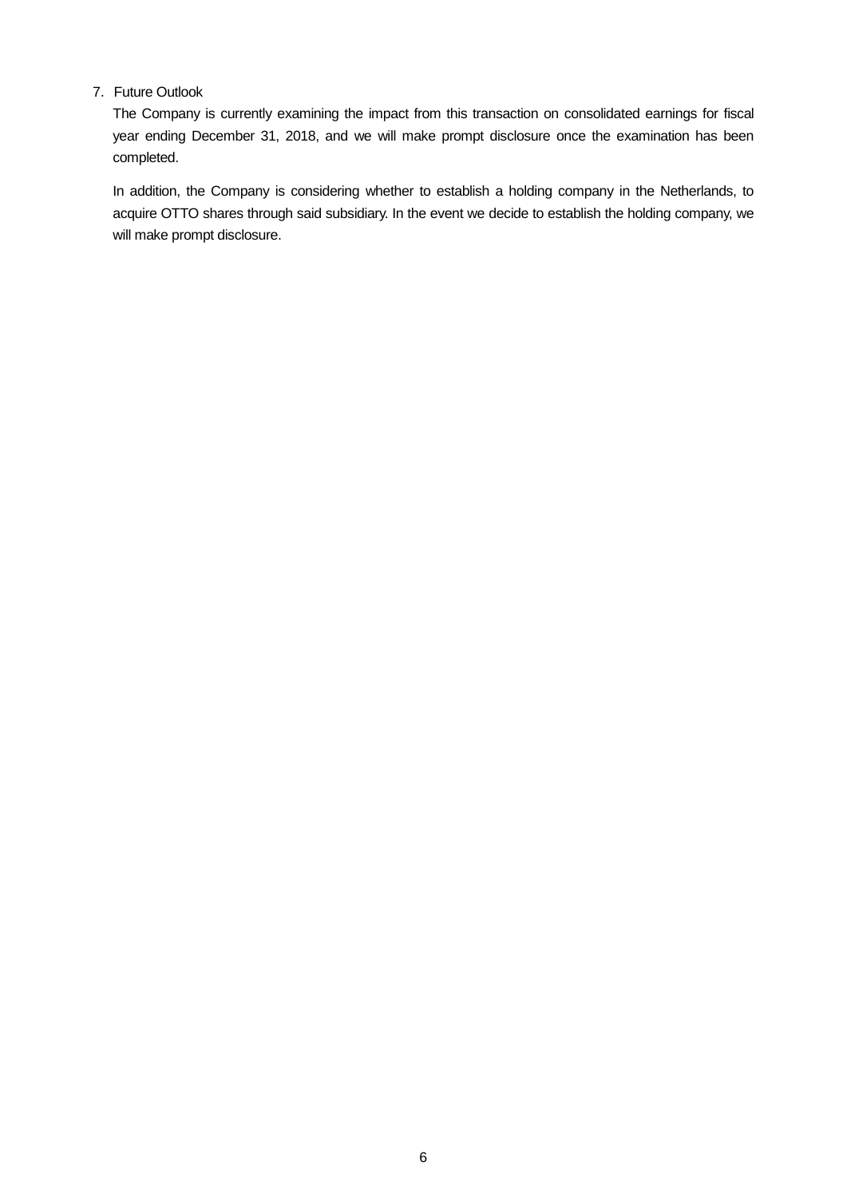7. Future Outlook

The Company is currently examining the impact from this transaction on consolidated earnings for fiscal year ending December 31, 2018, and we will make prompt disclosure once the examination has been completed.

In addition, the Company is considering whether to establish a holding company in the Netherlands, to acquire OTTO shares through said subsidiary. In the event we decide to establish the holding company, we will make prompt disclosure.